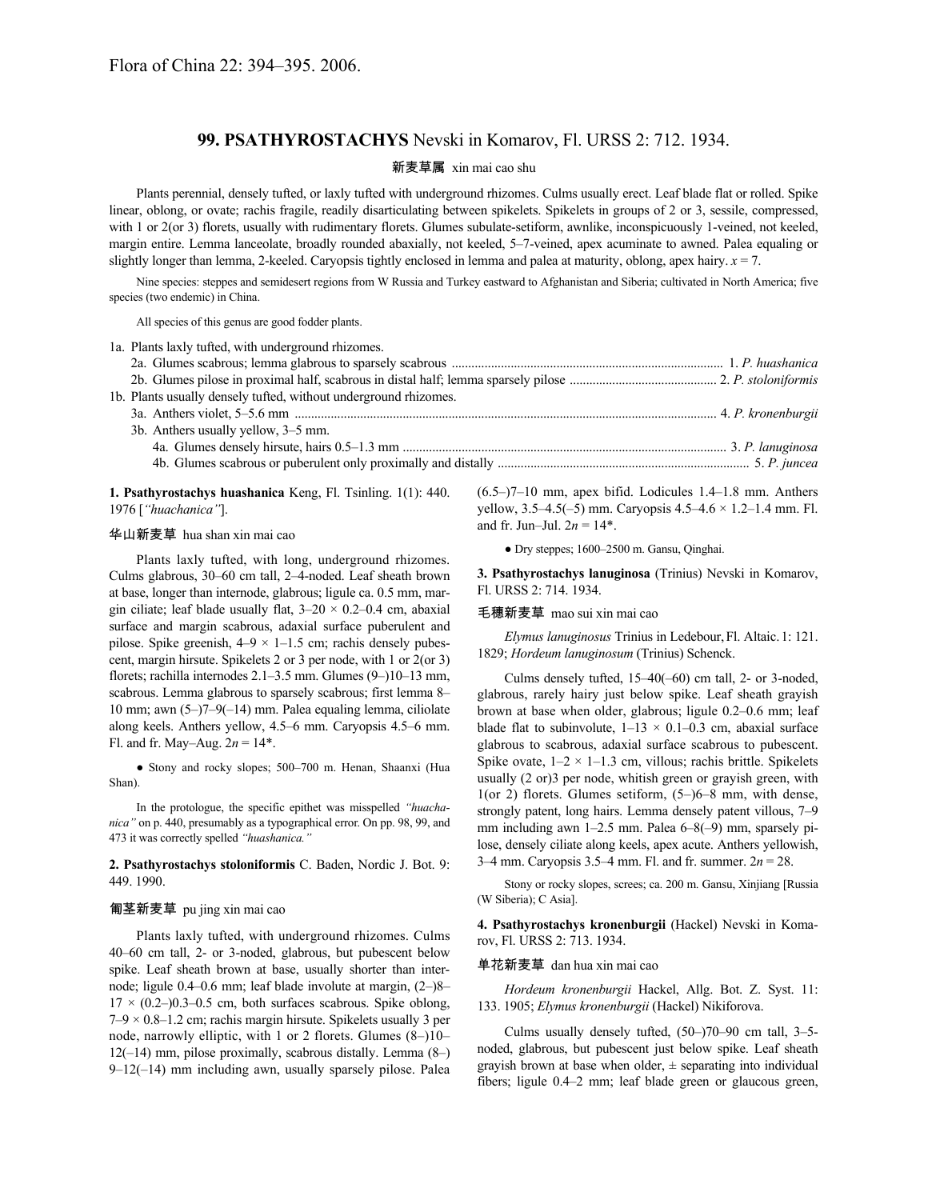Flora of China 22: 394–395. 2006.

## 99. PSATHYROSTACHYS Nevski in Komarov, Fl. URSS 2: 712. 1934.

新麦草属 xin mai cao shu

Plants perennial, densely tufted, or laxly tufted with underground rhizomes. Culms usually erect. Leaf blade flat or rolled. Spike linear, oblong, or ovate; rachis fragile, readily disarticulating between spikelets. Spikelets in groups of 2 or 3, sessile, compressed, with 1 or 2(or 3) florets, usually with rudimentary florets. Glumes subulate-setiform, awnlike, inconspicuously 1-veined, not keeled, margin entire. Lemma lanceolate, broadly rounded abaxially, not keeled, 5–7-veined, apex acuminate to awned. Palea equaling or slightly longer than lemma, 2-keeled. Caryopsis tightly enclosed in lemma and palea at maturity, oblong, apex hairy. *x* = 7.

Nine species: steppes and semidesert regions from W Russia and Turkey eastward to Afghanistan and Siberia; cultivated in North America; five species (two endemic) in China.

All species of this genus are good fodder plants.

1a. Plants laxly tufted, with underground rhizomes.
 2a. Glumes scabrous; lemma glabrous to sparsely scabrous .......... 1. *P. huashanica*
 2b. Glumes pilose in proximal half, scabrous in distal half; lemma sparsely pilose .......... 2. *P. stoloniformis*
1b. Plants usually densely tufted, without underground rhizomes.
 3a. Anthers violet, 5–5.6 mm .......... 4. *P. kronenburgii*
 3b. Anthers usually yellow, 3–5 mm.
  4a. Glumes densely hirsute, hairs 0.5–1.3 mm .......... 3. *P. lanuginosa*
  4b. Glumes scabrous or puberulent only proximally and distally .......... 5. *P. juncea*

**1. Psathyrostachys huashanica** Keng, Fl. Tsinling. 1(1): 440. 1976 [*"huachanica"*].

华山新麦草 hua shan xin mai cao

Plants laxly tufted, with long, underground rhizomes. Culms glabrous, 30–60 cm tall, 2–4-noded. Leaf sheath brown at base, longer than internode, glabrous; ligule ca. 0.5 mm, margin ciliate; leaf blade usually flat, 3–20 × 0.2–0.4 cm, abaxial surface and margin scabrous, adaxial surface puberulent and pilose. Spike greenish, 4–9 × 1–1.5 cm; rachis densely pubescent, margin hirsute. Spikelets 2 or 3 per node, with 1 or 2(or 3) florets; rachilla internodes 2.1–3.5 mm. Glumes (9–)10–13 mm, scabrous. Lemma glabrous to sparsely scabrous; first lemma 8–10 mm; awn (5–)7–9(–14) mm. Palea equaling lemma, ciliolate along keels. Anthers yellow, 4.5–6 mm. Caryopsis 4.5–6 mm. Fl. and fr. May–Aug. 2*n* = 14*.

● Stony and rocky slopes; 500–700 m. Henan, Shaanxi (Hua Shan).

In the protologue, the specific epithet was misspelled *"huachanica"* on p. 440, presumably as a typographical error. On pp. 98, 99, and 473 it was correctly spelled *"huashanica."*

**2. Psathyrostachys stoloniformis** C. Baden, Nordic J. Bot. 9: 449. 1990.

匍茎新麦草 pu jing xin mai cao

Plants laxly tufted, with underground rhizomes. Culms 40–60 cm tall, 2- or 3-noded, glabrous, but pubescent below spike. Leaf sheath brown at base, usually shorter than internode; ligule 0.4–0.6 mm; leaf blade involute at margin, (2–)8–17 × (0.2–)0.3–0.5 cm, both surfaces scabrous. Spike oblong, 7–9 × 0.8–1.2 cm; rachis margin hirsute. Spikelets usually 3 per node, narrowly elliptic, with 1 or 2 florets. Glumes (8–)10–12(–14) mm, pilose proximally, scabrous distally. Lemma (8–)9–12(–14) mm including awn, usually sparsely pilose. Palea (6.5–)7–10 mm, apex bifid. Lodicules 1.4–1.8 mm. Anthers yellow, 3.5–4.5(–5) mm. Caryopsis 4.5–4.6 × 1.2–1.4 mm. Fl. and fr. Jun–Jul. 2*n* = 14*.

● Dry steppes; 1600–2500 m. Gansu, Qinghai.

**3. Psathyrostachys lanuginosa** (Trinius) Nevski in Komarov, Fl. URSS 2: 714. 1934.

毛穗新麦草 mao sui xin mai cao

*Elymus lanuginosus* Trinius in Ledebour, Fl. Altaic. 1: 121. 1829; *Hordeum lanuginosum* (Trinius) Schenck.

Culms densely tufted, 15–40(–60) cm tall, 2- or 3-noded, glabrous, rarely hairy just below spike. Leaf sheath grayish brown at base when older, glabrous; ligule 0.2–0.6 mm; leaf blade flat to subinvolute, 1–13 × 0.1–0.3 cm, abaxial surface glabrous to scabrous, adaxial surface scabrous to pubescent. Spike ovate, 1–2 × 1–1.3 cm, villous; rachis brittle. Spikelets usually (2 or)3 per node, whitish green or grayish green, with 1(or 2) florets. Glumes setiform, (5–)6–8 mm, with dense, strongly patent, long hairs. Lemma densely patent villous, 7–9 mm including awn 1–2.5 mm. Palea 6–8(–9) mm, sparsely pilose, densely ciliate along keels, apex acute. Anthers yellowish, 3–4 mm. Caryopsis 3.5–4 mm. Fl. and fr. summer. 2*n* = 28.

Stony or rocky slopes, screes; ca. 200 m. Gansu, Xinjiang [Russia (W Siberia); C Asia].

**4. Psathyrostachys kronenburgii** (Hackel) Nevski in Komarov, Fl. URSS 2: 713. 1934.

单花新麦草 dan hua xin mai cao

*Hordeum kronenburgii* Hackel, Allg. Bot. Z. Syst. 11: 133. 1905; *Elymus kronenburgii* (Hackel) Nikiforova.

Culms usually densely tufted, (50–)70–90 cm tall, 3–5-noded, glabrous, but pubescent just below spike. Leaf sheath grayish brown at base when older, ± separating into individual fibers; ligule 0.4–2 mm; leaf blade green or glaucous green,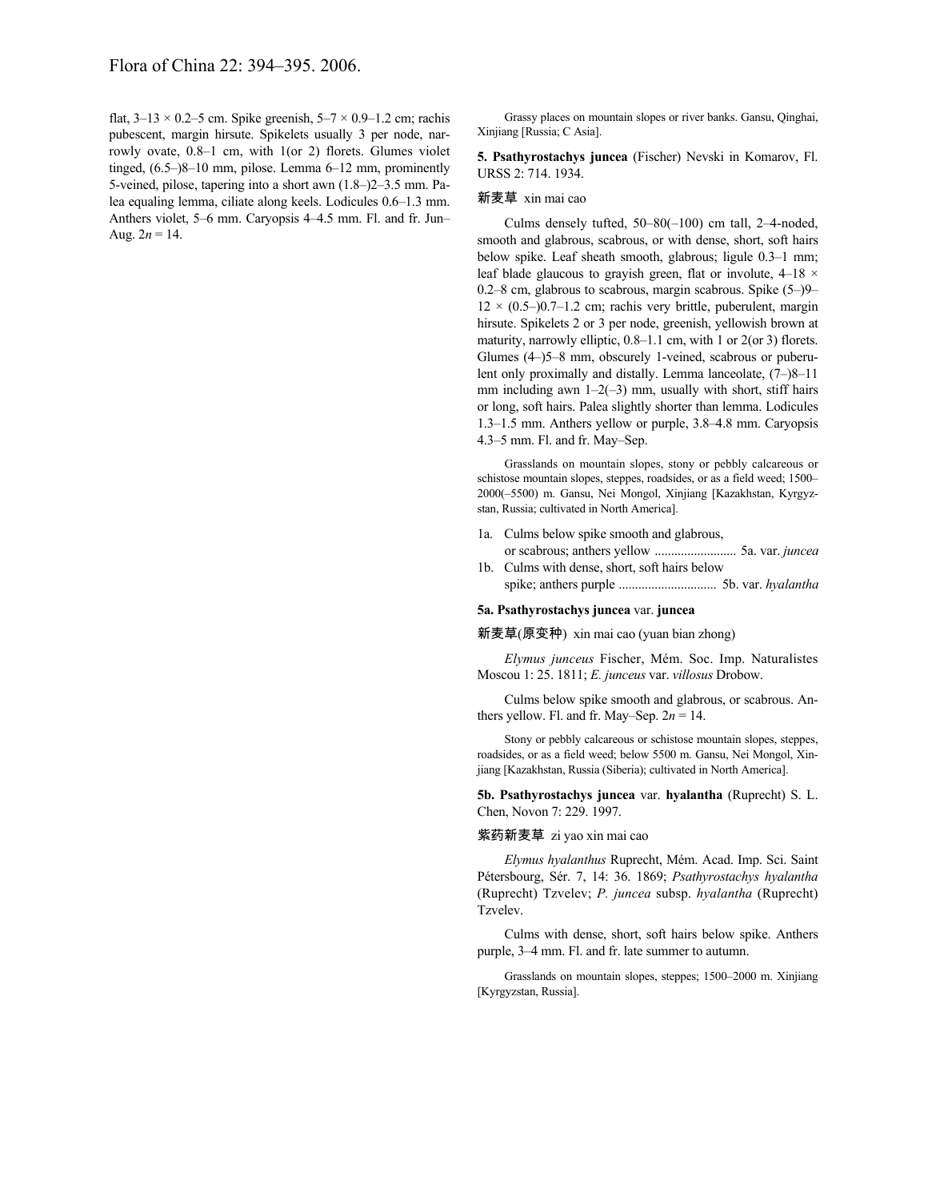flat, 3–13 × 0.2–5 cm. Spike greenish, 5–7 × 0.9–1.2 cm; rachis pubescent, margin hirsute. Spikelets usually 3 per node, narrowly ovate, 0.8–1 cm, with 1(or 2) florets. Glumes violet tinged, (6.5–)8–10 mm, pilose. Lemma 6–12 mm, prominently 5-veined, pilose, tapering into a short awn (1.8–)2–3.5 mm. Palea equaling lemma, ciliate along keels. Lodicules 0.6–1.3 mm. Anthers violet, 5–6 mm. Caryopsis 4–4.5 mm. Fl. and fr. Jun–Aug. 2*n* = 14.

Grassy places on mountain slopes or river banks. Gansu, Qinghai, Xinjiang [Russia; C Asia].

**5. Psathyrostachys juncea** (Fischer) Nevski in Komarov, Fl. URSS 2: 714. 1934.

新麦草 xin mai cao

Culms densely tufted, 50–80(–100) cm tall, 2–4-noded, smooth and glabrous, scabrous, or with dense, short, soft hairs below spike. Leaf sheath smooth, glabrous; ligule 0.3–1 mm; leaf blade glaucous to grayish green, flat or involute, 4–18 × 0.2–8 cm, glabrous to scabrous, margin scabrous. Spike (5–)9–12 × (0.5–)0.7–1.2 cm; rachis very brittle, puberulent, margin hirsute. Spikelets 2 or 3 per node, greenish, yellowish brown at maturity, narrowly elliptic, 0.8–1.1 cm, with 1 or 2(or 3) florets. Glumes (4–)5–8 mm, obscurely 1-veined, scabrous or puberulent only proximally and distally. Lemma lanceolate, (7–)8–11 mm including awn 1–2(–3) mm, usually with short, stiff hairs or long, soft hairs. Palea slightly shorter than lemma. Lodicules 1.3–1.5 mm. Anthers yellow or purple, 3.8–4.8 mm. Caryopsis 4.3–5 mm. Fl. and fr. May–Sep.

Grasslands on mountain slopes, stony or pebbly calcareous or schistose mountain slopes, steppes, roadsides, or as a field weed; 1500–2000(–5500) m. Gansu, Nei Mongol, Xinjiang [Kazakhstan, Kyrgyzstan, Russia; cultivated in North America].

1a. Culms below spike smooth and glabrous, or scabrous; anthers yellow ......................... 5a. var. *juncea*
1b. Culms with dense, short, soft hairs below spike; anthers purple ............................. 5b. var. *hyalantha*

**5a. Psathyrostachys juncea** var. **juncea**

新麦草(原变种) xin mai cao (yuan bian zhong)

*Elymus junceus* Fischer, Mém. Soc. Imp. Naturalistes Moscou 1: 25. 1811; *E. junceus* var. *villosus* Drobow.

Culms below spike smooth and glabrous, or scabrous. Anthers yellow. Fl. and fr. May–Sep. 2*n* = 14.

Stony or pebbly calcareous or schistose mountain slopes, steppes, roadsides, or as a field weed; below 5500 m. Gansu, Nei Mongol, Xinjiang [Kazakhstan, Russia (Siberia); cultivated in North America].

**5b. Psathyrostachys juncea** var. **hyalantha** (Ruprecht) S. L. Chen, Novon 7: 229. 1997.

紫药新麦草 zi yao xin mai cao

*Elymus hyalanthus* Ruprecht, Mém. Acad. Imp. Sci. Saint Pétersbourg, Sér. 7, 14: 36. 1869; *Psathyrostachys hyalantha* (Ruprecht) Tzvelev; *P. juncea* subsp. *hyalantha* (Ruprecht) Tzvelev.

Culms with dense, short, soft hairs below spike. Anthers purple, 3–4 mm. Fl. and fr. late summer to autumn.

Grasslands on mountain slopes, steppes; 1500–2000 m. Xinjiang [Kyrgyzstan, Russia].